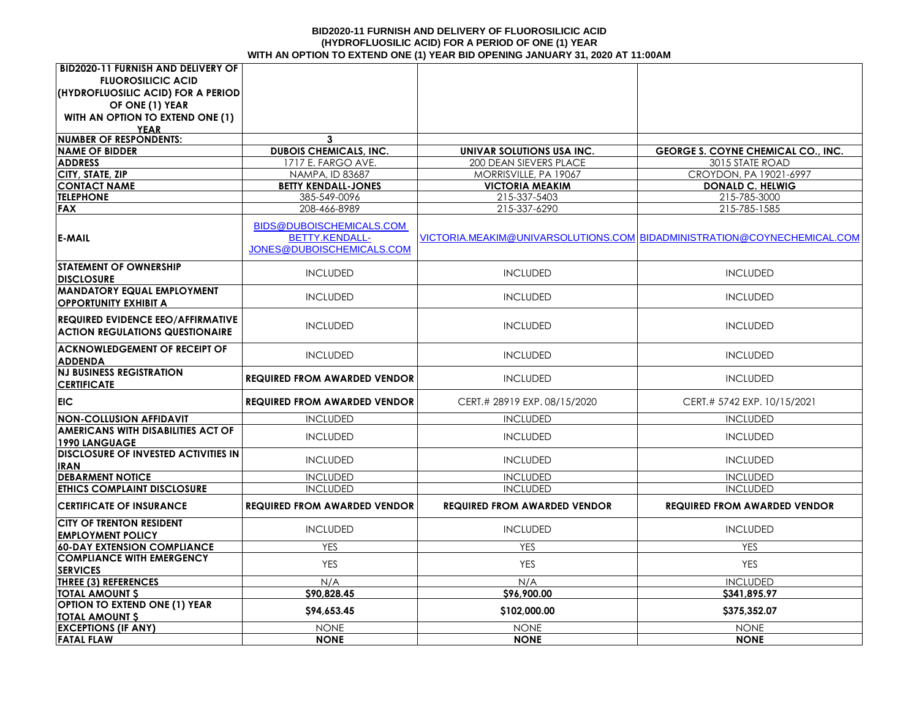# BID2020-11 FURNISH AND DELIVERY OF FLUOROSILICIC ACID (HYDROFLUOSILIC ACID) FOR A PERIOD OF ONE (1) YEAR WITH AN OPTION TO EXTEND ONE (1) YEAR BID OPENING JANUARY 31, 2020 AT 11:00AM

| BID2020-11 FURNISH AND DELIVERY OF FLUOROSILICIC ACID (HYDROFLUOSILIC ACID) FOR A PERIOD OF ONE (1) YEAR WITH AN OPTION TO EXTEND ONE (1) YEAR | | | |
|---|---|---|---|
| **NUMBER OF RESPONDENTS:** | **3** | | |
| **NAME OF BIDDER** | **DUBOIS CHEMICALS, INC.** | **UNIVAR SOLUTIONS USA INC.** | **GEORGE S. COYNE CHEMICAL CO., INC.** |
| **ADDRESS** | 1717 E. FARGO AVE. | 200 DEAN SIEVERS PLACE | 3015 STATE ROAD |
| **CITY, STATE, ZIP** | NAMPA, ID 83687 | MORRISVILLE, PA 19067 | CROYDON, PA 19021-6997 |
| **CONTACT NAME** | **BETTY KENDALL-JONES** | **VICTORIA MEAKIM** | **DONALD C. HELWIG** |
| **TELEPHONE** | 385-549-0096 | 215-337-5403 | 215-785-3000 |
| **FAX** | 208-466-8989 | 215-337-6290 | 215-785-1585 |
| **E-MAIL** | BIDS@DUBOISCHEMICALS.COM BETTY.KENDALL-JONES@DUBOISCHEMICALS.COM | VICTORIA.MEAKIM@UNIVARSOLUTIONS.COM | BIDADMINISTRATION@COYNECHEMICAL.COM |
| **STATEMENT OF OWNERSHIP DISCLOSURE** | INCLUDED | INCLUDED | INCLUDED |
| **MANDATORY EQUAL EMPLOYMENT OPPORTUNITY EXHIBIT A** | INCLUDED | INCLUDED | INCLUDED |
| **REQUIRED EVIDENCE EEO/AFFIRMATIVE ACTION REGULATIONS QUESTIONAIRE** | INCLUDED | INCLUDED | INCLUDED |
| **ACKNOWLEDGEMENT OF RECEIPT OF ADDENDA** | INCLUDED | INCLUDED | INCLUDED |
| **NJ BUSINESS REGISTRATION CERTIFICATE** | **REQUIRED FROM AWARDED VENDOR** | INCLUDED | INCLUDED |
| **EIC** | **REQUIRED FROM AWARDED VENDOR** | CERT.# 28919 EXP. 08/15/2020 | CERT.# 5742 EXP. 10/15/2021 |
| **NON-COLLUSION AFFIDAVIT** | INCLUDED | INCLUDED | INCLUDED |
| **AMERICANS WITH DISABILITIES ACT OF 1990 LANGUAGE** | INCLUDED | INCLUDED | INCLUDED |
| **DISCLOSURE OF INVESTED ACTIVITIES IN IRAN** | INCLUDED | INCLUDED | INCLUDED |
| **DEBARMENT NOTICE** | INCLUDED | INCLUDED | INCLUDED |
| **ETHICS COMPLAINT DISCLOSURE** | INCLUDED | INCLUDED | INCLUDED |
| **CERTIFICATE OF INSURANCE** | **REQUIRED FROM AWARDED VENDOR** | **REQUIRED FROM AWARDED VENDOR** | **REQUIRED FROM AWARDED VENDOR** |
| **CITY OF TRENTON RESIDENT EMPLOYMENT POLICY** | INCLUDED | INCLUDED | INCLUDED |
| **60-DAY EXTENSION COMPLIANCE** | YES | YES | YES |
| **COMPLIANCE WITH EMERGENCY SERVICES** | YES | YES | YES |
| **THREE (3) REFERENCES** | N/A | N/A | INCLUDED |
| **TOTAL AMOUNT $** | **$90,828.45** | **$96,900.00** | **$341,895.97** |
| **OPTION TO EXTEND ONE (1) YEAR TOTAL AMOUNT $** | **$94,653.45** | **$102,000.00** | **$375,352.07** |
| **EXCEPTIONS (IF ANY)** | NONE | NONE | NONE |
| **FATAL FLAW** | **NONE** | **NONE** | **NONE** |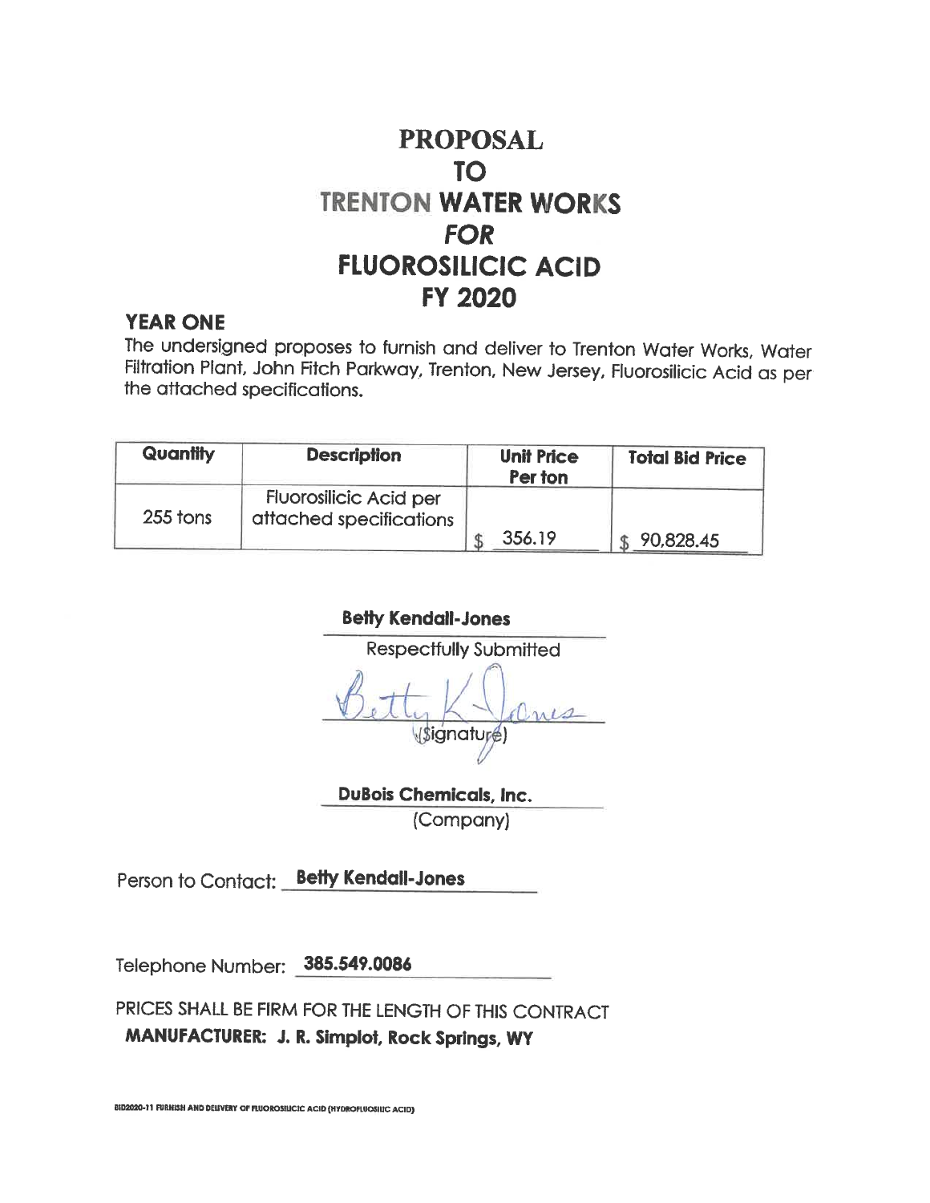# PROPOSAL
# TO
# TRENTON WATER WORKS
# *FOR*
# FLUOROSILICIC ACID
# FY 2020

**YEAR ONE**

The undersigned proposes to furnish and deliver to Trenton Water Works, Water Filtration Plant, John Fitch Parkway, Trenton, New Jersey, Fluorosilicic Acid as per the attached specifications.

| Quantity | Description | Unit Price Per ton | Total Bid Price |
|---|---|---|---|
| 255 tons | Fluorosilicic Acid per attached specifications | $ 356.19 | $ 90,828.45 |

**Betty Kendall-Jones**

Respectfully Submitted

Betty K Jones

(Signature)

**DuBois Chemicals, Inc.**

(Company)

Person to Contact: **Betty Kendall-Jones**

Telephone Number: **385.549.0086**

PRICES SHALL BE FIRM FOR THE LENGTH OF THIS CONTRACT

**MANUFACTURER: J. R. Simplot, Rock Springs, WY**

BID2020-11 FURNISH AND DELIVERY OF FLUOROSILICIC ACID (HYDROFLUOSILIC ACID)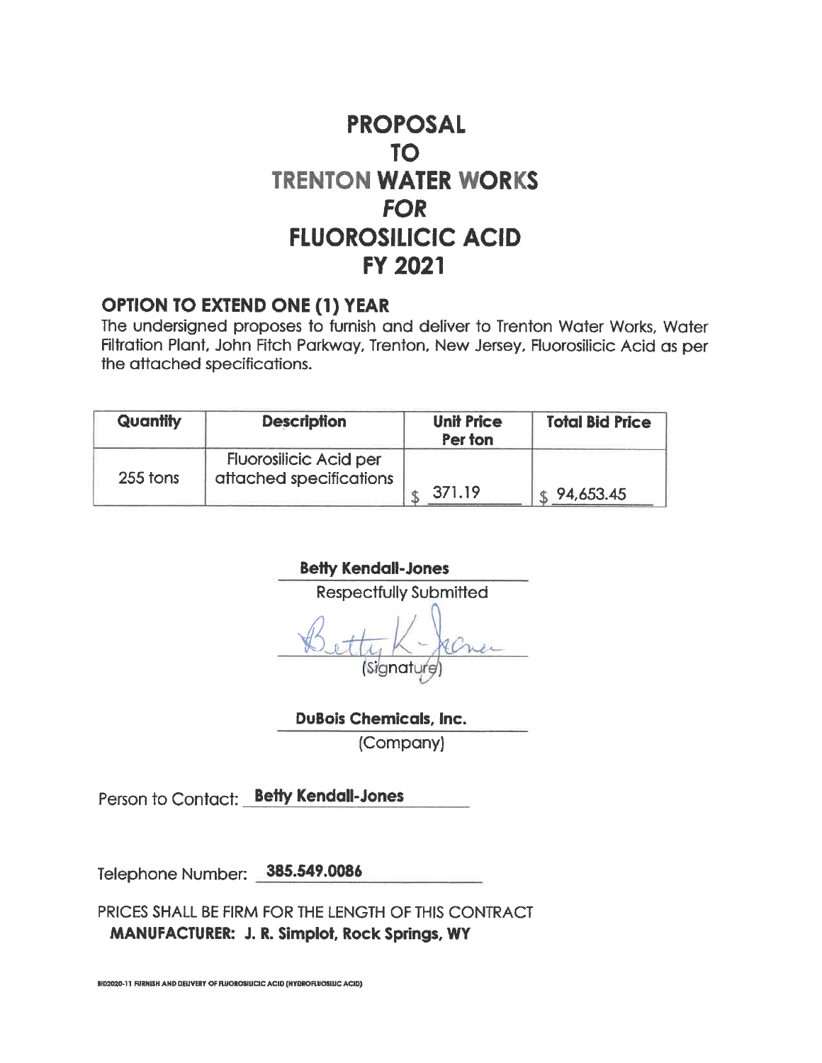# PROPOSAL
# TO
# TRENTON WATER WORKS
# *FOR*
# FLUOROSILICIC ACID
# FY 2021

## OPTION TO EXTEND ONE (1) YEAR

The undersigned proposes to furnish and deliver to Trenton Water Works, Water Filtration Plant, John Fitch Parkway, Trenton, New Jersey, Fluorosilicic Acid as per the attached specifications.

| Quantity | Description | Unit Price Per ton | Total Bid Price |
|---|---|---|---|
| 255 tons | Fluorosilicic Acid per attached specifications | $ 371.19 | $ 94,653.45 |

**Betty Kendall-Jones**
Respectfully Submitted

Betty K-Jones
(Signature)

**DuBois Chemicals, Inc.**
(Company)

Person to Contact: **Betty Kendall-Jones**

Telephone Number: **385.549.0086**

PRICES SHALL BE FIRM FOR THE LENGTH OF THIS CONTRACT
**MANUFACTURER: J. R. Simplot, Rock Springs, WY**

BID2020-11 FURNISH AND DELIVERY OF FLUOROSILICIC ACID (HYDROFLUOSILIC ACID)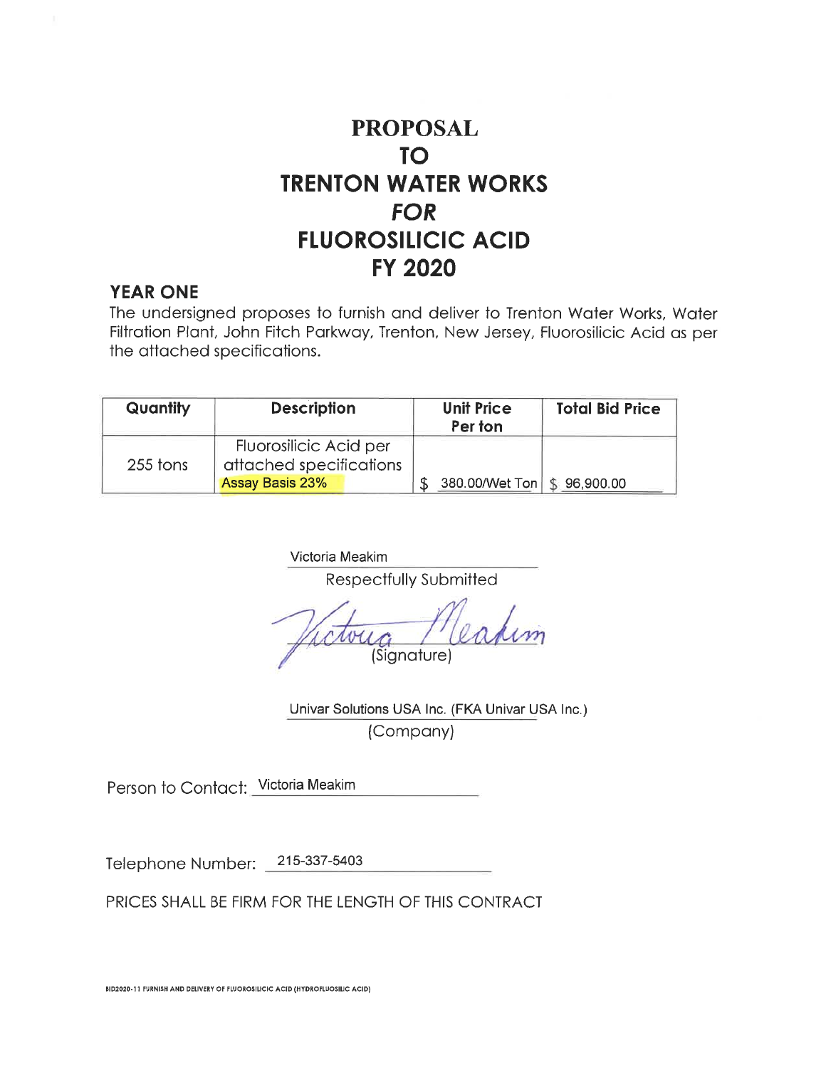# PROPOSAL
# TO
# TRENTON WATER WORKS
# *FOR*
# FLUOROSILICIC ACID
# FY 2020

## YEAR ONE

The undersigned proposes to furnish and deliver to Trenton Water Works, Water Filtration Plant, John Fitch Parkway, Trenton, New Jersey, Fluorosilicic Acid as per the attached specifications.

| Quantity | Description | Unit Price Per ton | Total Bid Price |
|---|---|---|---|
| 255 tons | Fluorosilicic Acid per attached specifications Assay Basis 23% | $ 380.00/Wet Ton | $ 96,900.00 |

Victoria Meakim
Respectfully Submitted

Victoria Meakim
(Signature)

Univar Solutions USA Inc. (FKA Univar USA Inc.)
(Company)

Person to Contact: Victoria Meakim

Telephone Number: 215-337-5403

PRICES SHALL BE FIRM FOR THE LENGTH OF THIS CONTRACT

BID2020-11 FURNISH AND DELIVERY OF FLUOROSILICIC ACID (HYDROFLUOSILIC ACID)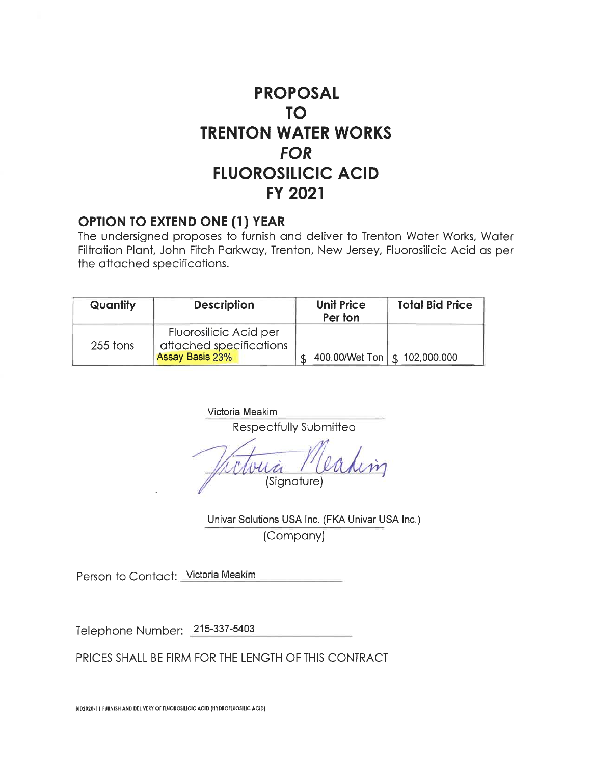# PROPOSAL
# TO
# TRENTON WATER WORKS
# *FOR*
# FLUOROSILICIC ACID
# FY 2021

## OPTION TO EXTEND ONE (1) YEAR

The undersigned proposes to furnish and deliver to Trenton Water Works, Water Filtration Plant, John Fitch Parkway, Trenton, New Jersey, Fluorosilicic Acid as per the attached specifications.

| Quantity | Description | Unit Price Per ton | Total Bid Price |
|---|---|---|---|
| 255 tons | Fluorosilicic Acid per attached specifications Assay Basis 23% | $ 400.00/Wet Ton | $ 102,000.000 |

Victoria Meakim
Respectfully Submitted

Victoria Meakim
(Signature)

Univar Solutions USA Inc. (FKA Univar USA Inc.)
(Company)

Person to Contact: Victoria Meakim

Telephone Number: 215-337-5403

PRICES SHALL BE FIRM FOR THE LENGTH OF THIS CONTRACT

BID2020-11 FURNISH AND DELIVERY OF FLUOROSILICIC ACID (HYDROFLUOSILIC ACID)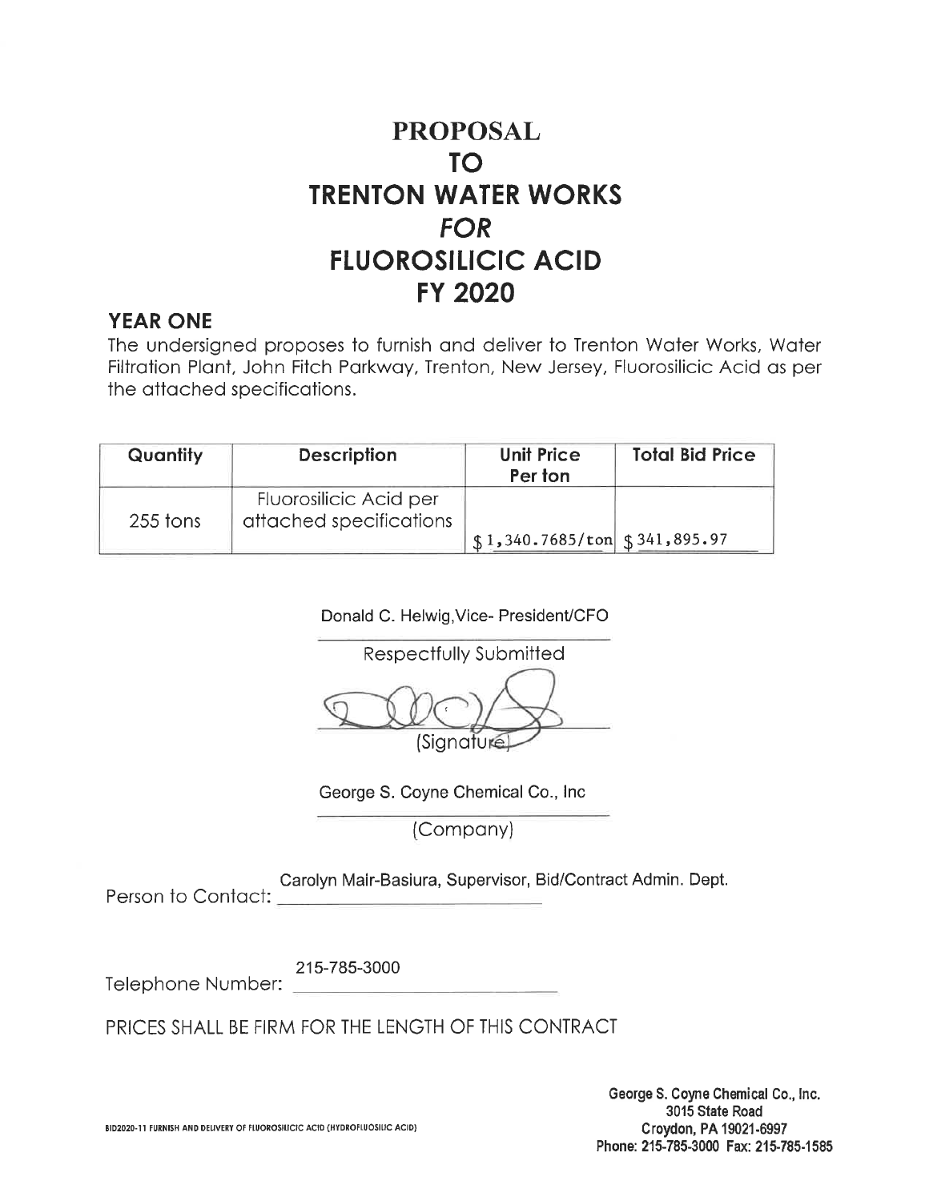# PROPOSAL
# TO
# TRENTON WATER WORKS
# *FOR*
# FLUOROSILICIC ACID
# FY 2020

## YEAR ONE

The undersigned proposes to furnish and deliver to Trenton Water Works, Water Filtration Plant, John Fitch Parkway, Trenton, New Jersey, Fluorosilicic Acid as per the attached specifications.

| Quantity | Description | Unit Price Per ton | Total Bid Price |
|---|---|---|---|
| 255 tons | Fluorosilicic Acid per attached specifications | $ 1,340.7685/ton | $ 341,895.97 |

Donald C. Helwig, Vice- President/CFO

Respectfully Submitted

(Signature)

George S. Coyne Chemical Co., Inc

(Company)

Person to Contact: Carolyn Mair-Basiura, Supervisor, Bid/Contract Admin. Dept.

Telephone Number: 215-785-3000

PRICES SHALL BE FIRM FOR THE LENGTH OF THIS CONTRACT

BID2020-11 FURNISH AND DELIVERY OF FLUOROSILICIC ACID (HYDROFLUOSILIC ACID)

**George S. Coyne Chemical Co., Inc.**
**3015 State Road**
**Croydon, PA 19021-6997**
**Phone: 215-785-3000 Fax: 215-785-1585**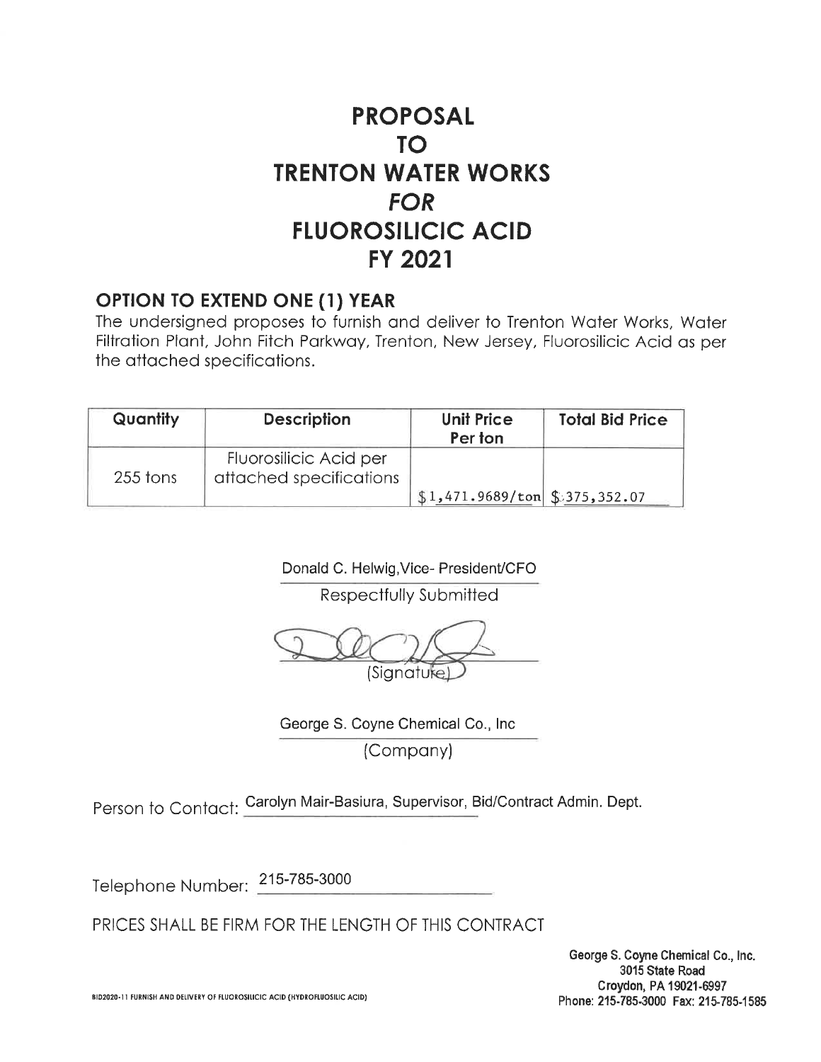# PROPOSAL
# TO
# TRENTON WATER WORKS
# *FOR*
# FLUOROSILICIC ACID
# FY 2021

## OPTION TO EXTEND ONE (1) YEAR

The undersigned proposes to furnish and deliver to Trenton Water Works, Water Filtration Plant, John Fitch Parkway, Trenton, New Jersey, Fluorosilicic Acid as per the attached specifications.

| Quantity | Description | Unit Price Per ton | Total Bid Price |
|---|---|---|---|
| 255 tons | Fluorosilicic Acid per attached specifications | $1,471.9689/ton | $375,352.07 |

Donald C. Helwig, Vice- President/CFO

Respectfully Submitted

(Signature)

George S. Coyne Chemical Co., Inc

(Company)

Person to Contact: Carolyn Mair-Basiura, Supervisor, Bid/Contract Admin. Dept.

Telephone Number: 215-785-3000

PRICES SHALL BE FIRM FOR THE LENGTH OF THIS CONTRACT

George S. Coyne Chemical Co., Inc.
3015 State Road
Croydon, PA 19021-6997
Phone: 215-785-3000 Fax: 215-785-1585

BID2020-11 FURNISH AND DELIVERY OF FLUOROSILICIC ACID (HYDROFLUOSILIC ACID)